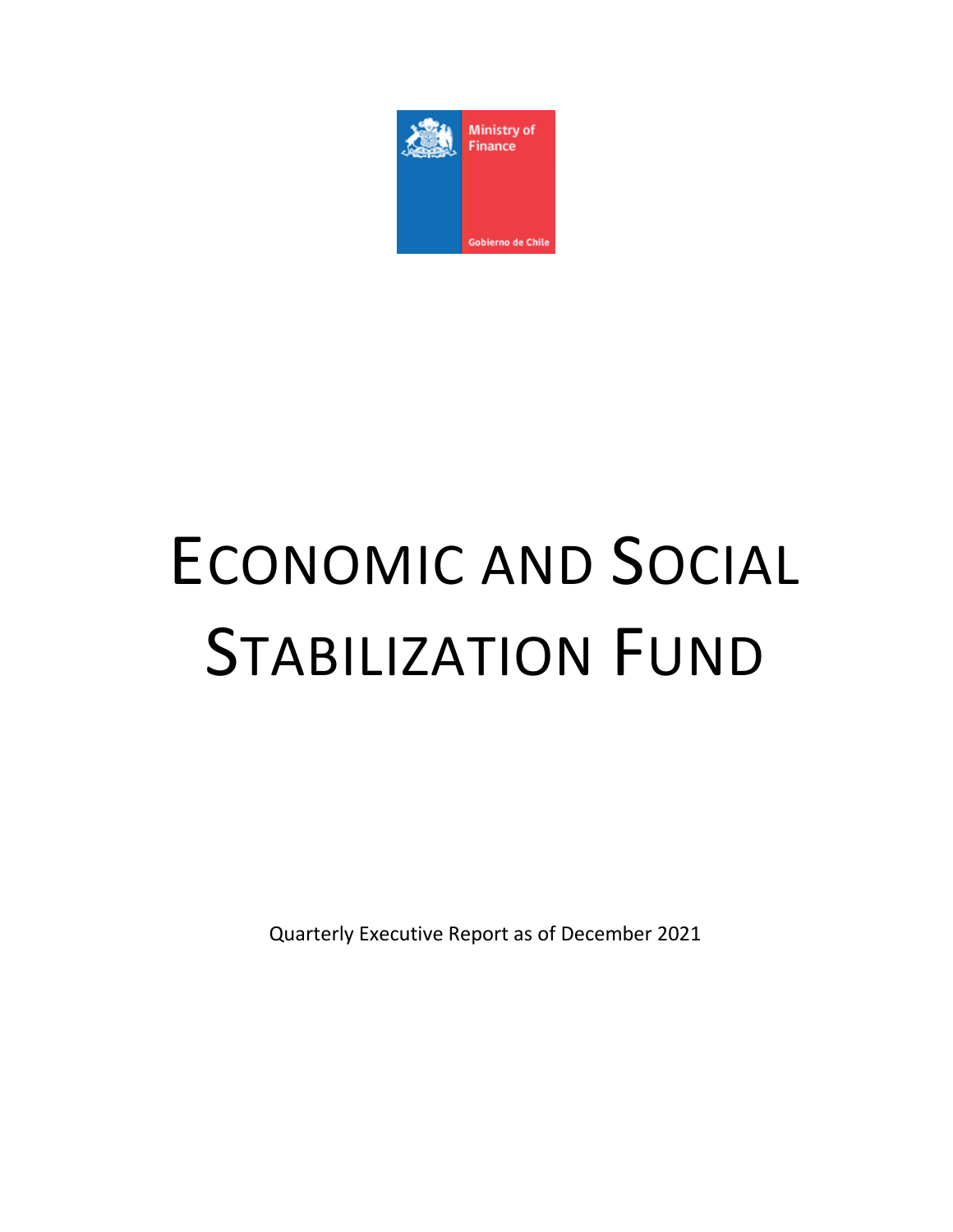Ministry of Finance

Gobierno de Chile

# ECONOMIC AND SOCIAL STABILIZATION FUND

Quarterly Executive Report as of December 2021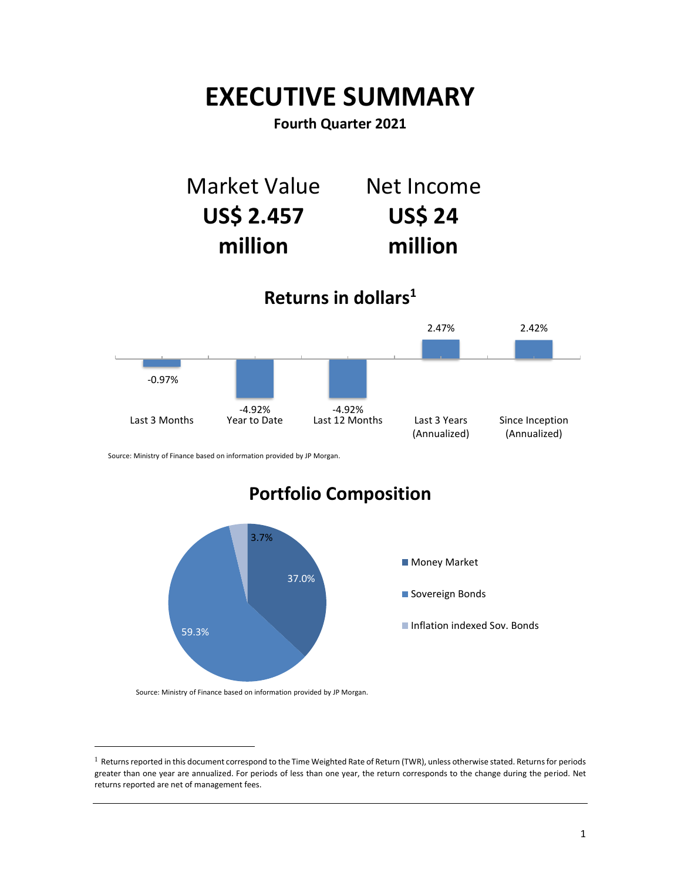# EXECUTIVE SUMMARY

**Fourth Quarter 2021**

| Market Value | Net Income |
| --- | --- |
| **US$ 2.457 million** | **US$ 24 million** |

## Returns in dollars[1]

| Last 3 Months | Year to Date | Last 12 Months | Last 3 Years (Annualized) | Since Inception (Annualized) |
| --- | --- | --- | --- | --- |
| -0.97% | -4.92% | -4.92% | 2.47% | 2.42% |

Source: Ministry of Finance based on information provided by JP Morgan.

## Portfolio Composition

| Asset | Share |
| --- | --- |
| Money Market | 37.0% |
| Sovereign Bonds | 59.3% |
| Inflation indexed Sov. Bonds | 3.7% |

Source: Ministry of Finance based on information provided by JP Morgan.

---

[1] Returns reported in this document correspond to the Time Weighted Rate of Return (TWR), unless otherwise stated. Returns for periods greater than one year are annualized. For periods of less than one year, the return corresponds to the change during the period. Net returns reported are net of management fees.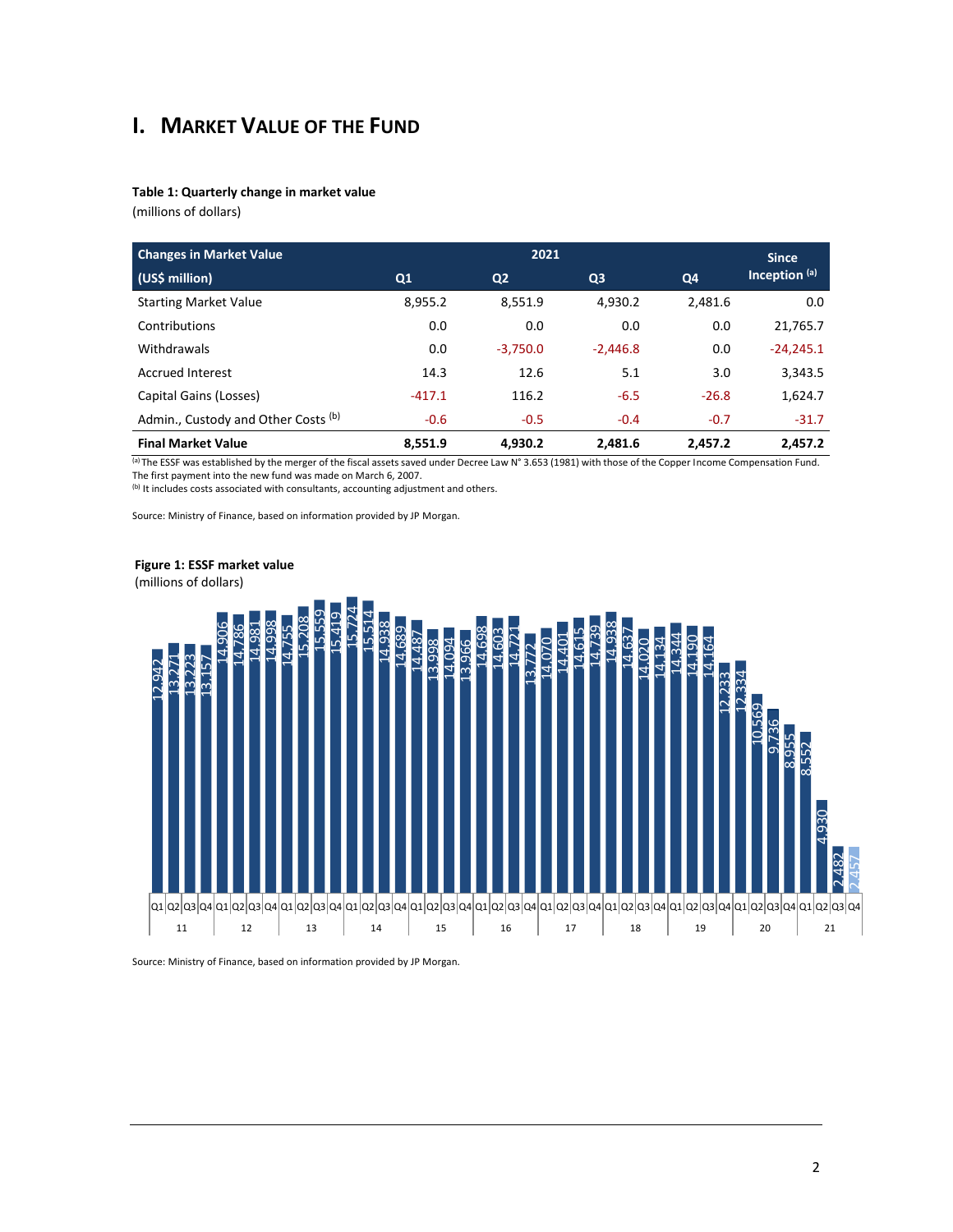# I. Market Value of the Fund

**Table 1: Quarterly change in market value**
(millions of dollars)

| Changes in Market Value (US$ million) | 2021 Q1 | Q2 | Q3 | Q4 | Since Inception [(a)] |
|---|---|---|---|---|---|
| Starting Market Value | 8,955.2 | 8,551.9 | 4,930.2 | 2,481.6 | 0.0 |
| Contributions | 0.0 | 0.0 | 0.0 | 0.0 | 21,765.7 |
| Withdrawals | 0.0 | -3,750.0 | -2,446.8 | 0.0 | -24,245.1 |
| Accrued Interest | 14.3 | 12.6 | 5.1 | 3.0 | 3,343.5 |
| Capital Gains (Losses) | -417.1 | 116.2 | -6.5 | -26.8 | 1,624.7 |
| Admin., Custody and Other Costs [(b)] | -0.6 | -0.5 | -0.4 | -0.7 | -31.7 |
| **Final Market Value** | **8,551.9** | **4,930.2** | **2,481.6** | **2,457.2** | **2,457.2** |

[(a)] The ESSF was established by the merger of the fiscal assets saved under Decree Law N° 3.653 (1981) with those of the Copper Income Compensation Fund. The first payment into the new fund was made on March 6, 2007.
[(b)] It includes costs associated with consultants, accounting adjustment and others.

Source: Ministry of Finance, based on information provided by JP Morgan.

**Figure 1: ESSF market value**
(millions of dollars)

| Year | Q1 | Q2 | Q3 | Q4 |
|---|---|---|---|---|
| 11 | 12,942 | 13,271 | 13,223 | 13,157 |
| 12 | 14,906 | 14,786 | 14,981 | 14,998 |
| 13 | 14,755 | 15,208 | 15,559 | 15,419 |
| 14 | 15,724 | 15,514 | 14,938 | 14,689 |
| 15 | 14,487 | 13,998 | 14,094 | 13,966 |
| 16 | 14,698 | 14,603 | 14,721 | 13,772 |
| 17 | 14,070 | 14,401 | 14,615 | 14,739 |
| 18 | 14,938 | 14,637 | 14,020 | 14,134 |
| 19 | 14,344 | 14,190 | 14,164 | 12,233 |
| 20 | 12,334 | 10,569 | 9,736 | 8,955 |
| 21 | 8,552 | 4,930 | 2,482 | 2,457 |

Source: Ministry of Finance, based on information provided by JP Morgan.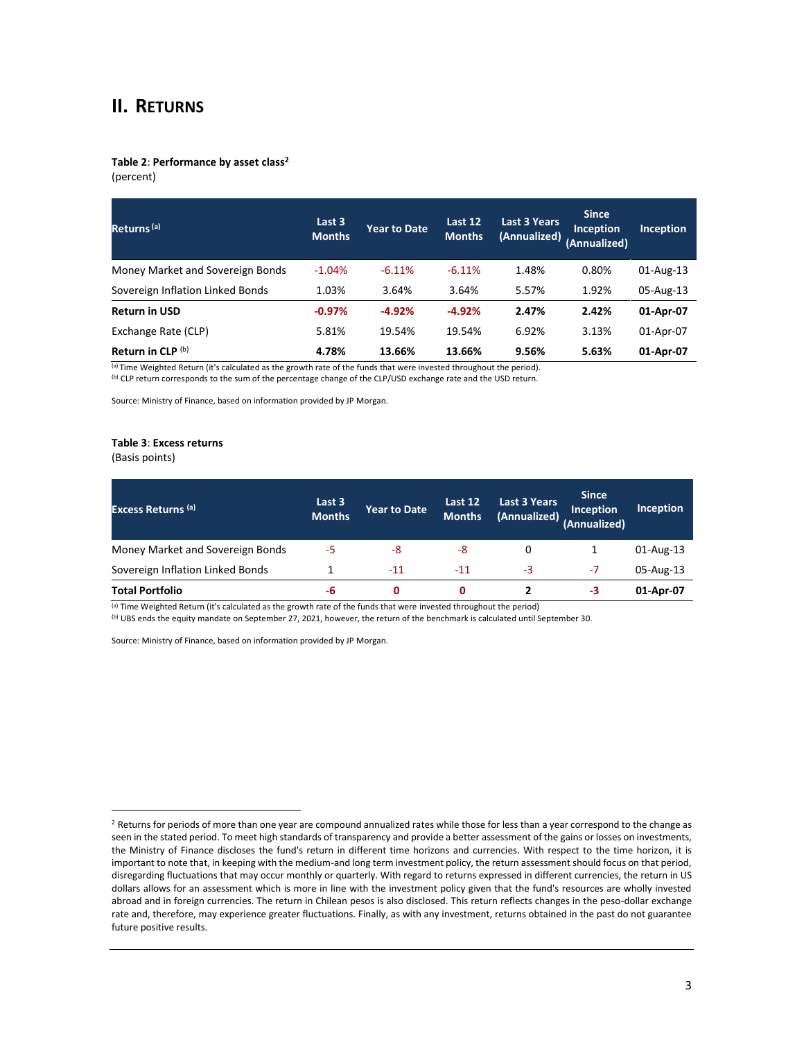## II. RETURNS

**Table 2**: **Performance by asset class**[2]
(percent)

| Returns [(a)] | Last 3 Months | Year to Date | Last 12 Months | Last 3 Years (Annualized) | Since Inception (Annualized) | Inception |
|---|---|---|---|---|---|---|
| Money Market and Sovereign Bonds | -1.04% | -6.11% | -6.11% | 1.48% | 0.80% | 01-Aug-13 |
| Sovereign Inflation Linked Bonds | 1.03% | 3.64% | 3.64% | 5.57% | 1.92% | 05-Aug-13 |
| **Return in USD** | **-0.97%** | **-4.92%** | **-4.92%** | **2.47%** | **2.42%** | **01-Apr-07** |
| Exchange Rate (CLP) | 5.81% | 19.54% | 19.54% | 6.92% | 3.13% | 01-Apr-07 |
| **Return in CLP** [(b)] | **4.78%** | **13.66%** | **13.66%** | **9.56%** | **5.63%** | **01-Apr-07** |

[(a)] Time Weighted Return (it's calculated as the growth rate of the funds that were invested throughout the period).
[(b)] CLP return corresponds to the sum of the percentage change of the CLP/USD exchange rate and the USD return.

Source: Ministry of Finance, based on information provided by JP Morgan.

**Table 3**: **Excess returns**
(Basis points)

| Excess Returns [(a)] | Last 3 Months | Year to Date | Last 12 Months | Last 3 Years (Annualized) | Since Inception (Annualized) | Inception |
|---|---|---|---|---|---|---|
| Money Market and Sovereign Bonds | -5 | -8 | -8 | 0 | 1 | 01-Aug-13 |
| Sovereign Inflation Linked Bonds | 1 | -11 | -11 | -3 | -7 | 05-Aug-13 |
| **Total Portfolio** | **-6** | **0** | **0** | **2** | **-3** | **01-Apr-07** |

[(a)] Time Weighted Return (it's calculated as the growth rate of the funds that were invested throughout the period)
[(b)] UBS ends the equity mandate on September 27, 2021, however, the return of the benchmark is calculated until September 30.

Source: Ministry of Finance, based on information provided by JP Morgan.

---

[2] Returns for periods of more than one year are compound annualized rates while those for less than a year correspond to the change as seen in the stated period. To meet high standards of transparency and provide a better assessment of the gains or losses on investments, the Ministry of Finance discloses the fund's return in different time horizons and currencies. With respect to the time horizon, it is important to note that, in keeping with the medium-and long term investment policy, the return assessment should focus on that period, disregarding fluctuations that may occur monthly or quarterly. With regard to returns expressed in different currencies, the return in US dollars allows for an assessment which is more in line with the investment policy given that the fund's resources are wholly invested abroad and in foreign currencies. The return in Chilean pesos is also disclosed. This return reflects changes in the peso-dollar exchange rate and, therefore, may experience greater fluctuations. Finally, as with any investment, returns obtained in the past do not guarantee future positive results.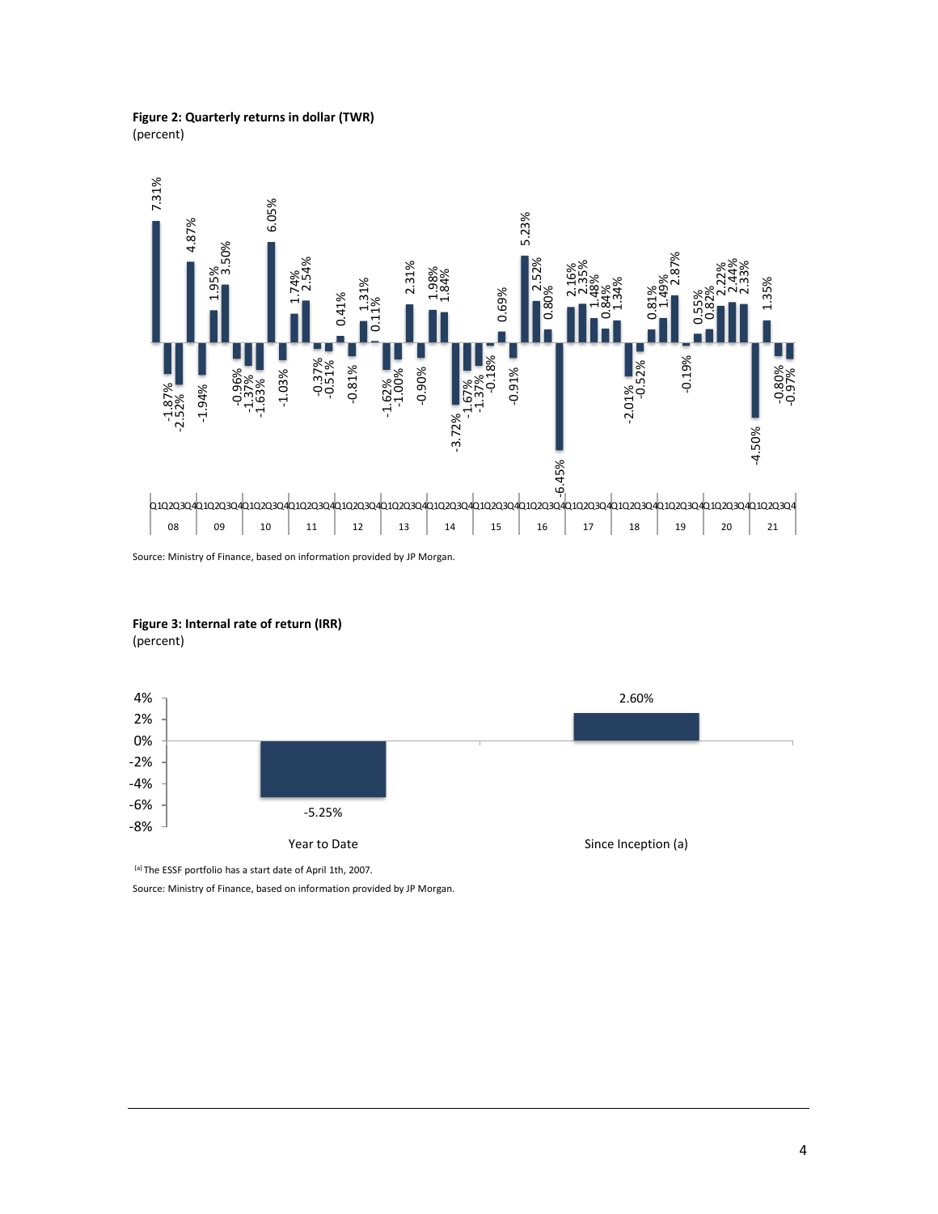**Figure 2: Quarterly returns in dollar (TWR)**
(percent)

| Year | Q1 | Q2 | Q3 | Q4 |
|---|---|---|---|---|
| 08 | 7.31% | -1.87% | -2.52% | 4.87% |
| 09 | -1.94% | 1.95% | 3.50% | -0.96% |
| 10 | -1.37% | -1.63% | 6.05% | -1.03% |
| 11 | 1.74% | 2.54% | -0.37% | -0.51% |
| 12 | 0.41% | -0.81% | 1.31% | 0.11% |
| 13 | -1.62% | -1.00% | 2.31% | -0.90% |
| 14 | 1.98% | 1.84% | -3.72% | -1.67% |
| 15 | -1.37% | -0.18% | 0.69% | -0.91% |
| 16 | 5.23% | 2.52% | 0.80% | -6.45% |
| 17 | 2.16% | 2.35% | 1.48% | 0.84% |
| 18 | 1.34% | -2.01% | -0.52% | 0.81% |
| 19 | 1.49% | 2.87% | -0.19% | 0.55% |
| 20 | 0.82% | 2.22% | 2.44% | 2.33% |
| 21 | -4.50% | 1.35% | -0.80% | -0.97% |

Source: Ministry of Finance, based on information provided by JP Morgan.

**Figure 3: Internal rate of return (IRR)**
(percent)

| | Year to Date | Since Inception (a) |
|---|---|---|
| IRR | -5.25% | 2.60% |

[(a)] The ESSF portfolio has a start date of April 1th, 2007.

Source: Ministry of Finance, based on information provided by JP Morgan.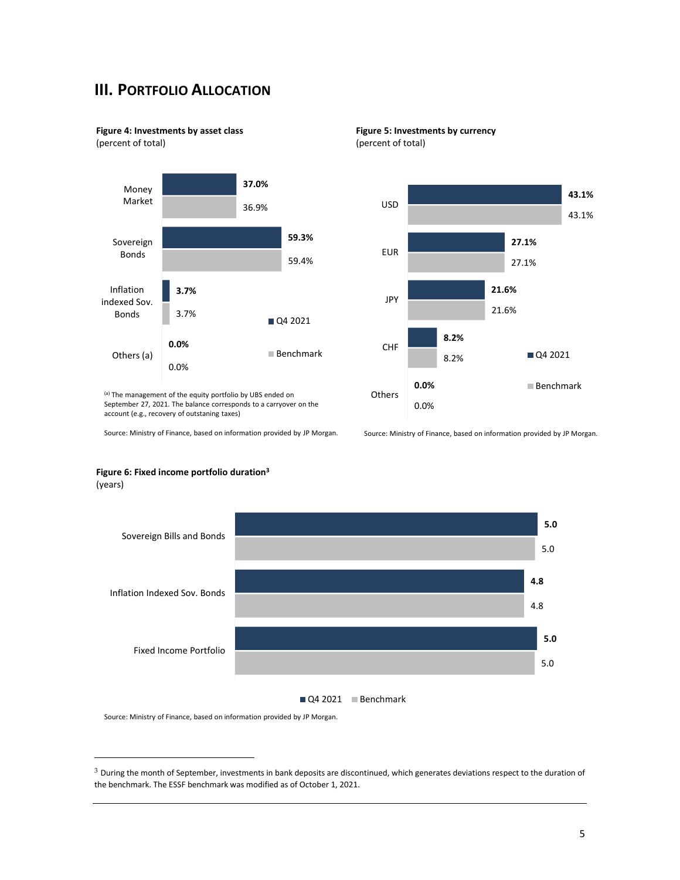## III. Portfolio Allocation

**Figure 4: Investments by asset class**
(percent of total)

| | Q4 2021 | Benchmark |
|---|---|---|
| Money Market | 37.0% | 36.9% |
| Sovereign Bonds | 59.3% | 59.4% |
| Inflation indexed Sov. Bonds | 3.7% | 3.7% |
| Others (a) | 0.0% | 0.0% |

[(a)] The management of the equity portfolio by UBS ended on September 27, 2021. The balance corresponds to a carryover on the account (e.g., recovery of outstaning taxes)

Source: Ministry of Finance, based on information provided by JP Morgan.

**Figure 5: Investments by currency**
(percent of total)

| | Q4 2021 | Benchmark |
|---|---|---|
| USD | 43.1% | 43.1% |
| EUR | 27.1% | 27.1% |
| JPY | 21.6% | 21.6% |
| CHF | 8.2% | 8.2% |
| Others | 0.0% | 0.0% |

Source: Ministry of Finance, based on information provided by JP Morgan.

**Figure 6: Fixed income portfolio duration[3]**
(years)

| | Q4 2021 | Benchmark |
|---|---|---|
| Sovereign Bills and Bonds | 5.0 | 5.0 |
| Inflation Indexed Sov. Bonds | 4.8 | 4.8 |
| Fixed Income Portfolio | 5.0 | 5.0 |

Source: Ministry of Finance, based on information provided by JP Morgan.

---

[3] During the month of September, investments in bank deposits are discontinued, which generates deviations respect to the duration of the benchmark. The ESSF benchmark was modified as of October 1, 2021.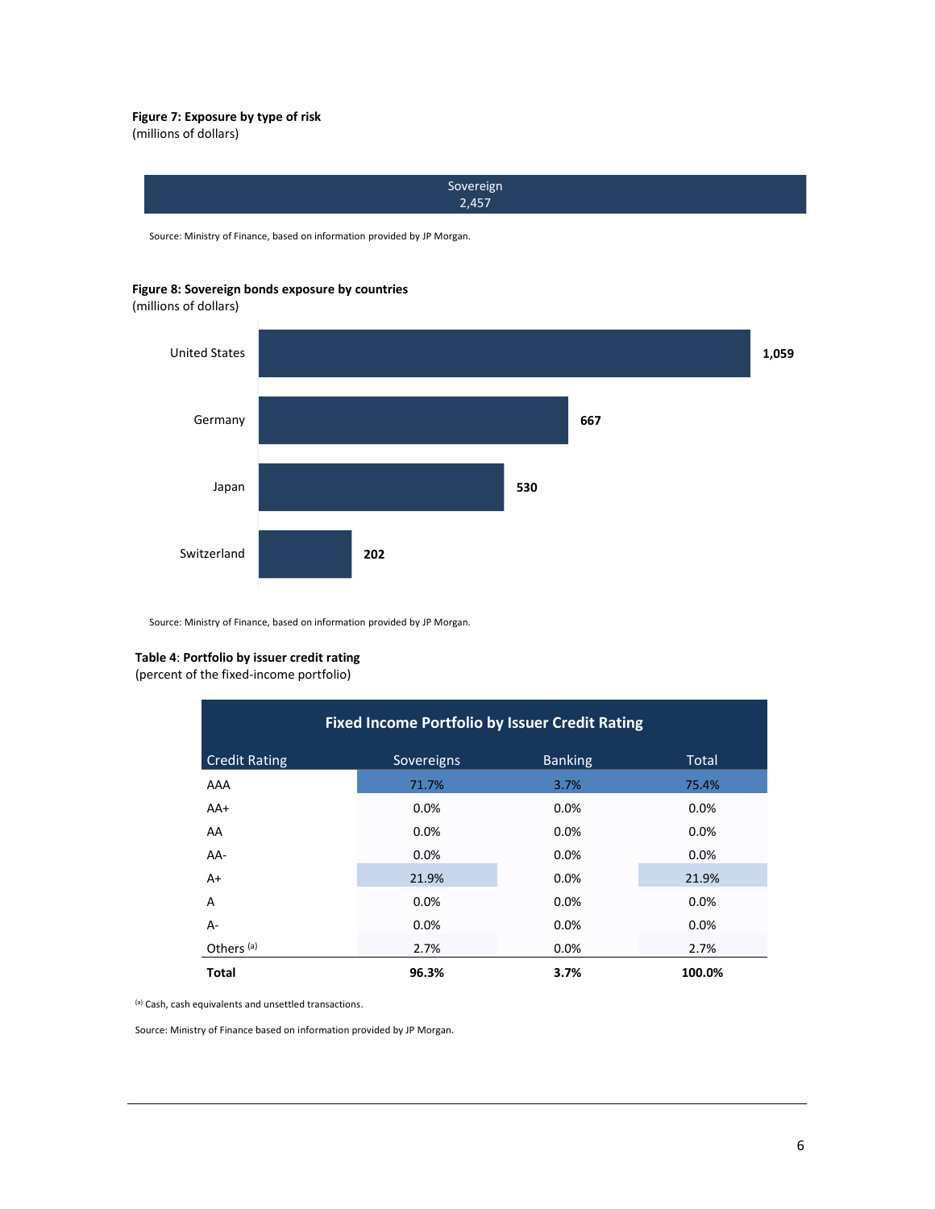**Figure 7: Exposure by type of risk**
(millions of dollars)

| Sovereign |
|---|
| 2,457 |

Source: Ministry of Finance, based on information provided by JP Morgan.

**Figure 8: Sovereign bonds exposure by countries**
(millions of dollars)

| Country | Exposure |
|---|---|
| United States | 1,059 |
| Germany | 667 |
| Japan | 530 |
| Switzerland | 202 |

Source: Ministry of Finance, based on information provided by JP Morgan.

**Table 4**: **Portfolio by issuer credit rating**
(percent of the fixed-income portfolio)

| Fixed Income Portfolio by Issuer Credit Rating | | | |
|---|---|---|---|
| Credit Rating | Sovereigns | Banking | Total |
| AAA | 71.7% | 3.7% | 75.4% |
| AA+ | 0.0% | 0.0% | 0.0% |
| AA | 0.0% | 0.0% | 0.0% |
| AA- | 0.0% | 0.0% | 0.0% |
| A+ | 21.9% | 0.0% | 21.9% |
| A | 0.0% | 0.0% | 0.0% |
| A- | 0.0% | 0.0% | 0.0% |
| Others [(a)] | 2.7% | 0.0% | 2.7% |
| **Total** | **96.3%** | **3.7%** | **100.0%** |

[(a)] Cash, cash equivalents and unsettled transactions.

Source: Ministry of Finance based on information provided by JP Morgan.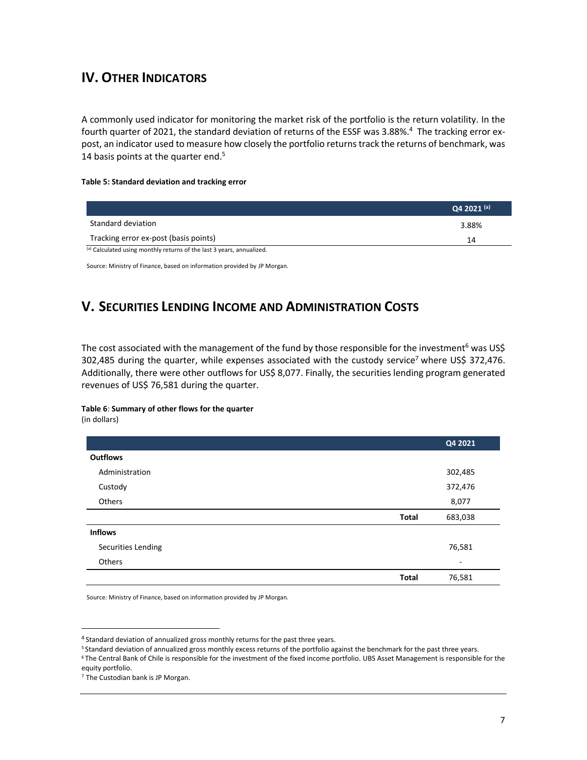## IV. Other Indicators

A commonly used indicator for monitoring the market risk of the portfolio is the return volatility. In the fourth quarter of 2021, the standard deviation of returns of the ESSF was 3.88%.[4] The tracking error ex-post, an indicator used to measure how closely the portfolio returns track the returns of benchmark, was 14 basis points at the quarter end.[5]

**Table 5: Standard deviation and tracking error**

| | Q4 2021 [(a)] |
|---|---|
| Standard deviation | 3.88% |
| Tracking error ex-post (basis points) | 14 |

[(a)] Calculated using monthly returns of the last 3 years, annualized.

Source: Ministry of Finance, based on information provided by JP Morgan.

## V. Securities Lending Income and Administration Costs

The cost associated with the management of the fund by those responsible for the investment[6] was US$ 302,485 during the quarter, while expenses associated with the custody service[7] where US$ 372,476. Additionally, there were other outflows for US$ 8,077. Finally, the securities lending program generated revenues of US$ 76,581 during the quarter.

**Table 6**: **Summary of other flows for the quarter**
(in dollars)

| | | Q4 2021 |
|---|---|---|
| **Outflows** | | |
| Administration | | 302,485 |
| Custody | | 372,476 |
| Others | | 8,077 |
| | **Total** | 683,038 |
| **Inflows** | | |
| Securities Lending | | 76,581 |
| Others | | - |
| | **Total** | 76,581 |

Source: Ministry of Finance, based on information provided by JP Morgan.

[4] Standard deviation of annualized gross monthly returns for the past three years.

[5] Standard deviation of annualized gross monthly excess returns of the portfolio against the benchmark for the past three years.

[6] The Central Bank of Chile is responsible for the investment of the fixed income portfolio. UBS Asset Management is responsible for the equity portfolio.

[7] The Custodian bank is JP Morgan.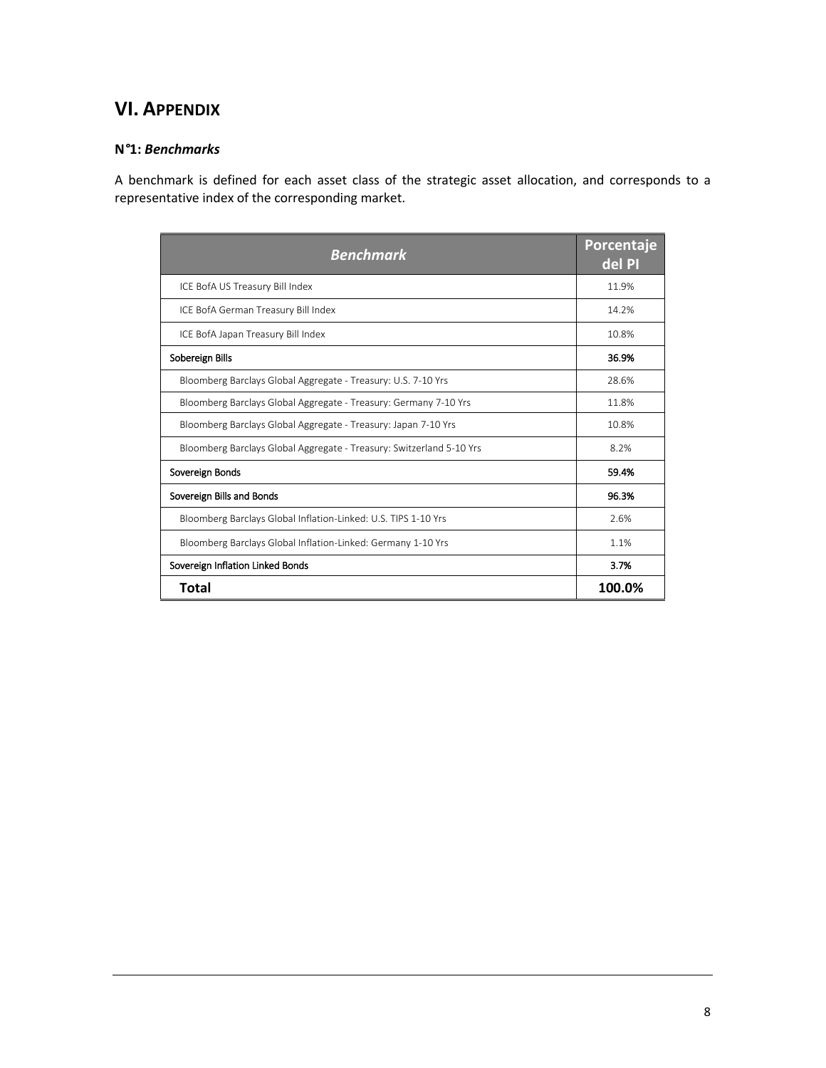# VI. APPENDIX

### N°1: *Benchmarks*

A benchmark is defined for each asset class of the strategic asset allocation, and corresponds to a representative index of the corresponding market.

| *Benchmark* | Porcentaje del PI |
|---|---|
| ICE BofA US Treasury Bill Index | 11.9% |
| ICE BofA German Treasury Bill Index | 14.2% |
| ICE BofA Japan Treasury Bill Index | 10.8% |
| **Sobereign Bills** | **36.9%** |
| Bloomberg Barclays Global Aggregate - Treasury: U.S. 7-10 Yrs | 28.6% |
| Bloomberg Barclays Global Aggregate - Treasury: Germany 7-10 Yrs | 11.8% |
| Bloomberg Barclays Global Aggregate - Treasury: Japan 7-10 Yrs | 10.8% |
| Bloomberg Barclays Global Aggregate - Treasury: Switzerland 5-10 Yrs | 8.2% |
| **Sovereign Bonds** | **59.4%** |
| **Sovereign Bills and Bonds** | **96.3%** |
| Bloomberg Barclays Global Inflation-Linked: U.S. TIPS 1-10 Yrs | 2.6% |
| Bloomberg Barclays Global Inflation-Linked: Germany 1-10 Yrs | 1.1% |
| **Sovereign Inflation Linked Bonds** | **3.7%** |
| **Total** | **100.0%** |